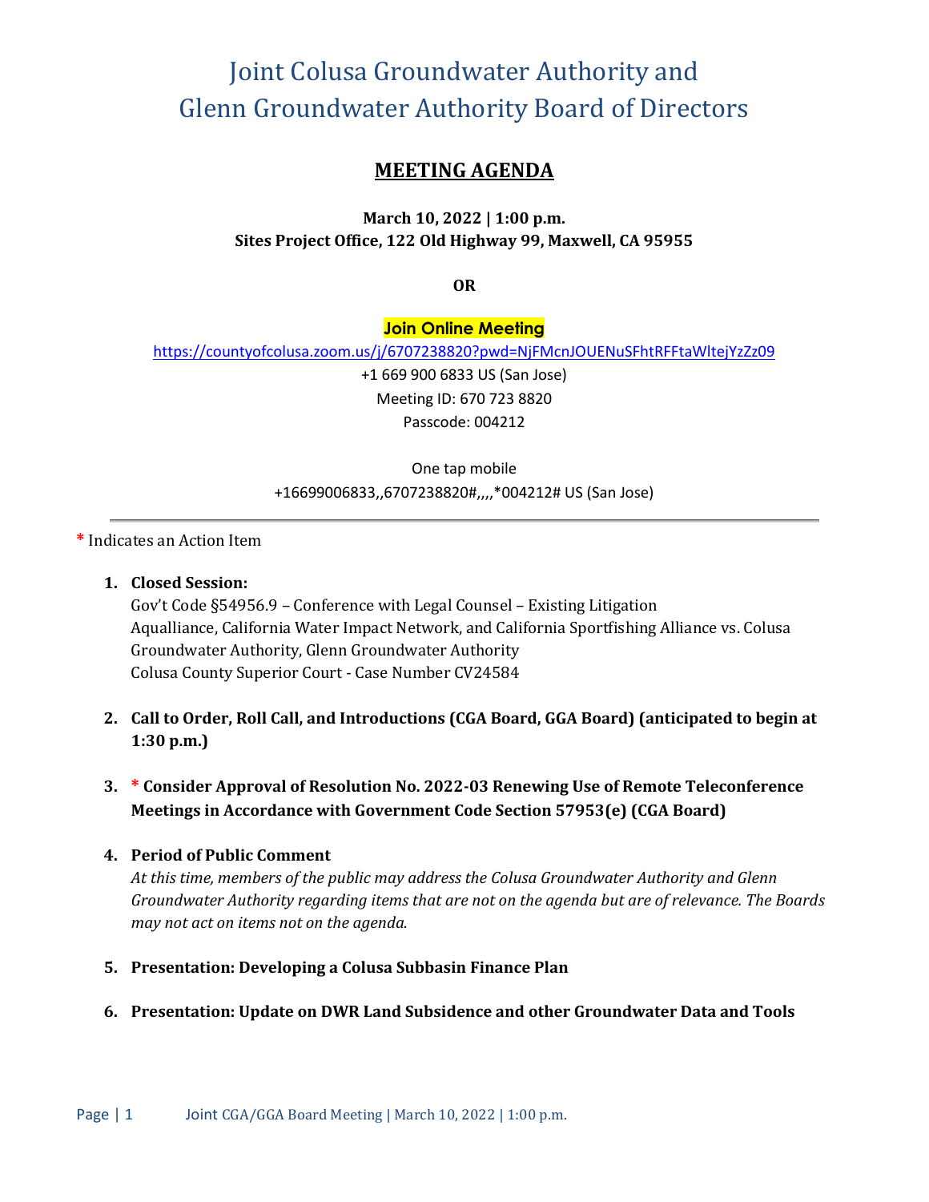# Joint Colusa Groundwater Authority and Glenn Groundwater Authority Board of Directors

## MEETING AGENDA

**March 10, 2022 | 1:00 p.m.**
**Sites Project Office, 122 Old Highway 99, Maxwell, CA 95955**

**OR**

**Join Online Meeting**

https://countyofcolusa.zoom.us/j/6707238820?pwd=NjFMcnJOUENuSFhtRFFtaWltejYzZz09

+1 669 900 6833 US (San Jose)
Meeting ID: 670 723 8820
Passcode: 004212

One tap mobile
+16699006833,,6707238820#,,,,*004212# US (San Jose)

---

\* Indicates an Action Item

1. **Closed Session:**
   Gov't Code §54956.9 – Conference with Legal Counsel – Existing Litigation
   Aqualliance, California Water Impact Network, and California Sportfishing Alliance vs. Colusa Groundwater Authority, Glenn Groundwater Authority
   Colusa County Superior Court - Case Number CV24584

2. **Call to Order, Roll Call, and Introductions (CGA Board, GGA Board) (anticipated to begin at 1:30 p.m.)**

3. **\* Consider Approval of Resolution No. 2022-03 Renewing Use of Remote Teleconference Meetings in Accordance with Government Code Section 57953(e) (CGA Board)**

4. **Period of Public Comment**
   *At this time, members of the public may address the Colusa Groundwater Authority and Glenn Groundwater Authority regarding items that are not on the agenda but are of relevance. The Boards may not act on items not on the agenda.*

5. **Presentation: Developing a Colusa Subbasin Finance Plan**

6. **Presentation: Update on DWR Land Subsidence and other Groundwater Data and Tools**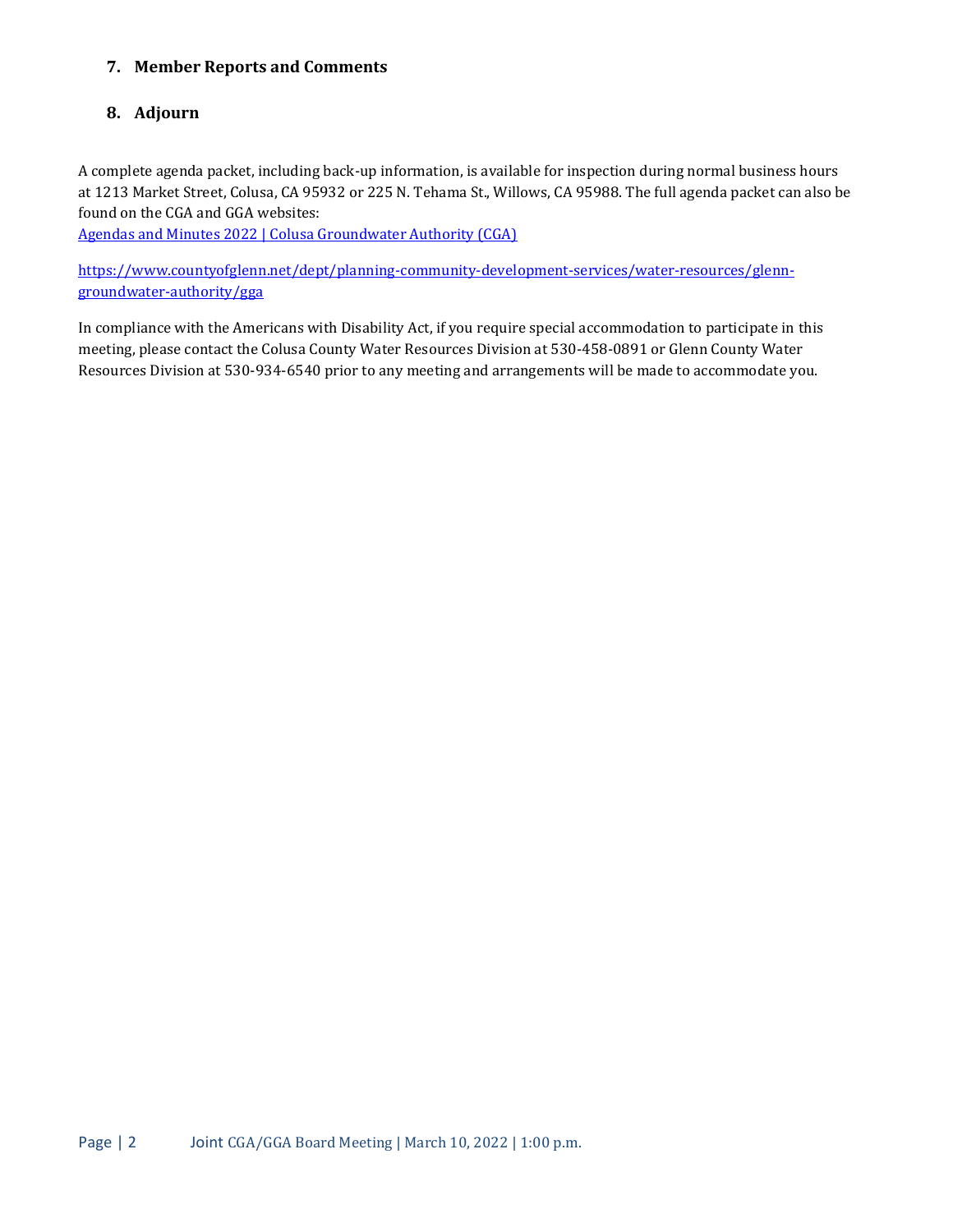## 7. Member Reports and Comments

## 8. Adjourn

A complete agenda packet, including back-up information, is available for inspection during normal business hours at 1213 Market Street, Colusa, CA 95932 or 225 N. Tehama St., Willows, CA 95988. The full agenda packet can also be found on the CGA and GGA websites:
[Agendas and Minutes 2022 | Colusa Groundwater Authority (CGA)]

[https://www.countyofglenn.net/dept/planning-community-development-services/water-resources/glenn-groundwater-authority/gga](https://www.countyofglenn.net/dept/planning-community-development-services/water-resources/glenn-groundwater-authority/gga)

In compliance with the Americans with Disability Act, if you require special accommodation to participate in this meeting, please contact the Colusa County Water Resources Division at 530-458-0891 or Glenn County Water Resources Division at 530-934-6540 prior to any meeting and arrangements will be made to accommodate you.